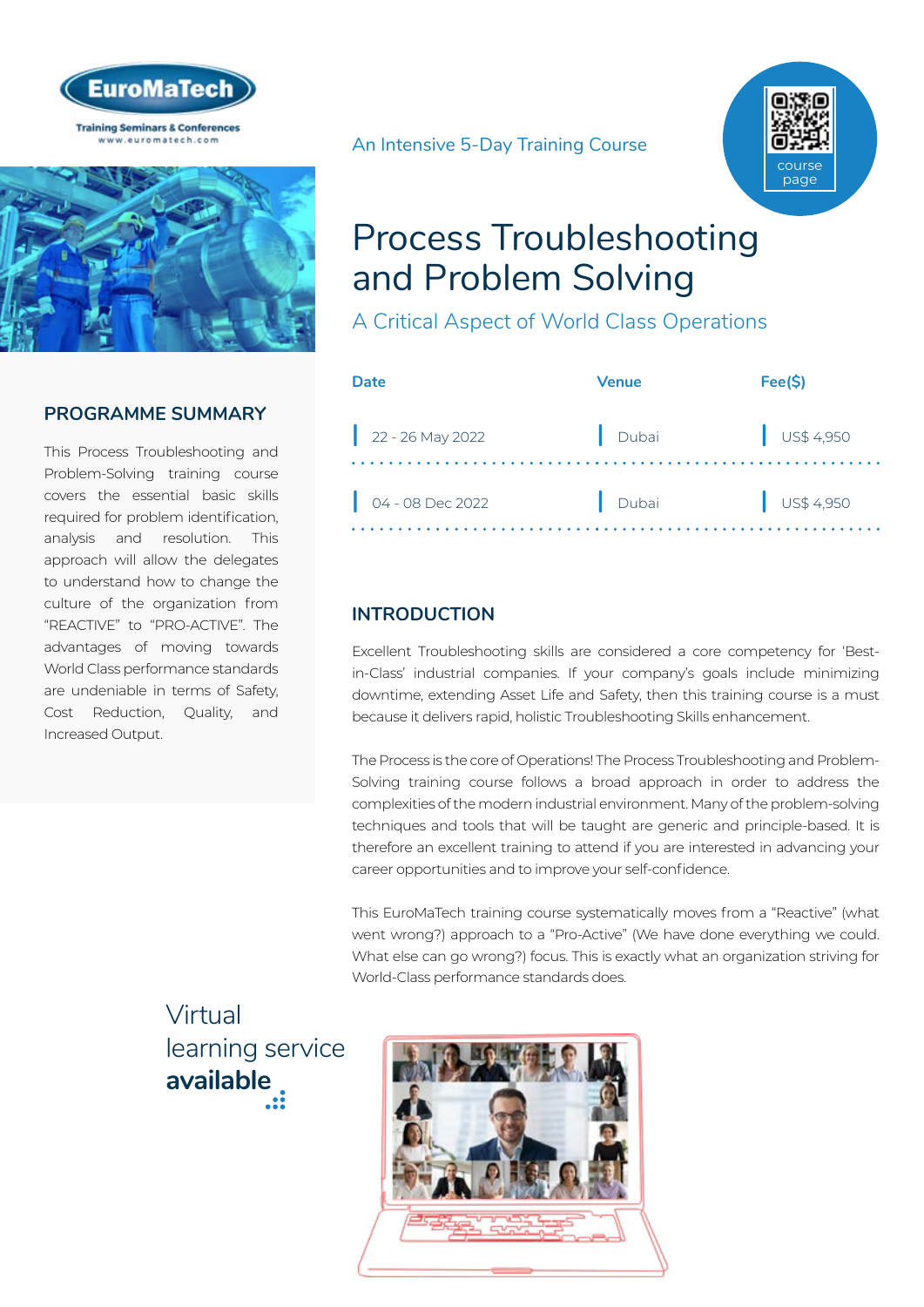EuroMaTech

Training Seminars & Conferences
www.euromatech.com

An Intensive 5-Day Training Course

course page

# Process Troubleshooting and Problem Solving

## A Critical Aspect of World Class Operations

| Date | Venue | Fee($) |
| --- | --- | --- |
| 22 - 26 May 2022 | Dubai | US$ 4,950 |
| 04 - 08 Dec 2022 | Dubai | US$ 4,950 |

## PROGRAMME SUMMARY

This Process Troubleshooting and Problem-Solving training course covers the essential basic skills required for problem identification, analysis and resolution. This approach will allow the delegates to understand how to change the culture of the organization from "REACTIVE" to "PRO-ACTIVE". The advantages of moving towards World Class performance standards are undeniable in terms of Safety, Cost Reduction, Quality, and Increased Output.

## INTRODUCTION

Excellent Troubleshooting skills are considered a core competency for 'Best-in-Class' industrial companies. If your company's goals include minimizing downtime, extending Asset Life and Safety, then this training course is a must because it delivers rapid, holistic Troubleshooting Skills enhancement.

The Process is the core of Operations! The Process Troubleshooting and Problem-Solving training course follows a broad approach in order to address the complexities of the modern industrial environment. Many of the problem-solving techniques and tools that will be taught are generic and principle-based. It is therefore an excellent training to attend if you are interested in advancing your career opportunities and to improve your self-confidence.

This EuroMaTech training course systematically moves from a "Reactive" (what went wrong?) approach to a "Pro-Active" (We have done everything we could. What else can go wrong?) focus. This is exactly what an organization striving for World-Class performance standards does.

Virtual learning service **available**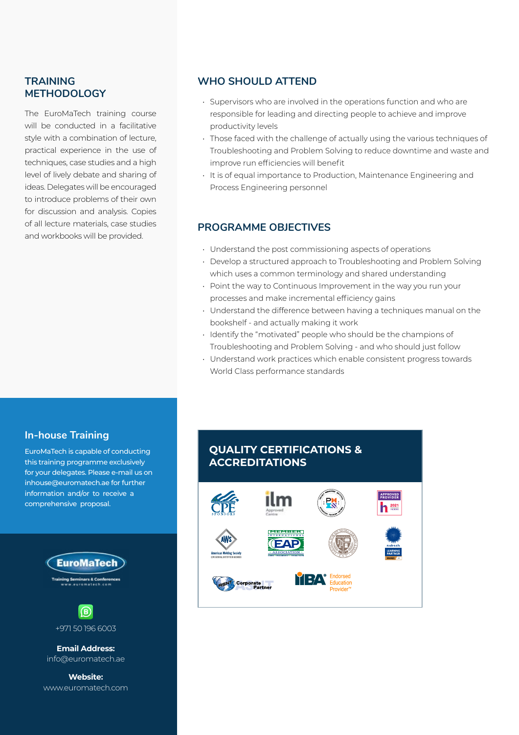## TRAINING METHODOLOGY

The EuroMaTech training course will be conducted in a facilitative style with a combination of lecture, practical experience in the use of techniques, case studies and a high level of lively debate and sharing of ideas. Delegates will be encouraged to introduce problems of their own for discussion and analysis. Copies of all lecture materials, case studies and workbooks will be provided.

## WHO SHOULD ATTEND

- Supervisors who are involved in the operations function and who are responsible for leading and directing people to achieve and improve productivity levels
- Those faced with the challenge of actually using the various techniques of Troubleshooting and Problem Solving to reduce downtime and waste and improve run efficiencies will benefit
- It is of equal importance to Production, Maintenance Engineering and Process Engineering personnel

## PROGRAMME OBJECTIVES

- Understand the post commissioning aspects of operations
- Develop a structured approach to Troubleshooting and Problem Solving which uses a common terminology and shared understanding
- Point the way to Continuous Improvement in the way you run your processes and make incremental efficiency gains
- Understand the difference between having a techniques manual on the bookshelf - and actually making it work
- Identify the "motivated" people who should be the champions of Troubleshooting and Problem Solving - and who should just follow
- Understand work practices which enable consistent progress towards World Class performance standards

## In-house Training

EuroMaTech is capable of conducting this training programme exclusively for your delegates. Please e-mail us on inhouse@euromatech.ae for further information and/or to receive a comprehensive proposal.

## QUALITY CERTIFICATIONS & ACCREDITATIONS

EuroMaTech
Training Seminars & Conferences
www.euromatech.com

+971 50 196 6003

**Email Address:**
info@euromatech.ae

**Website:**
www.euromatech.com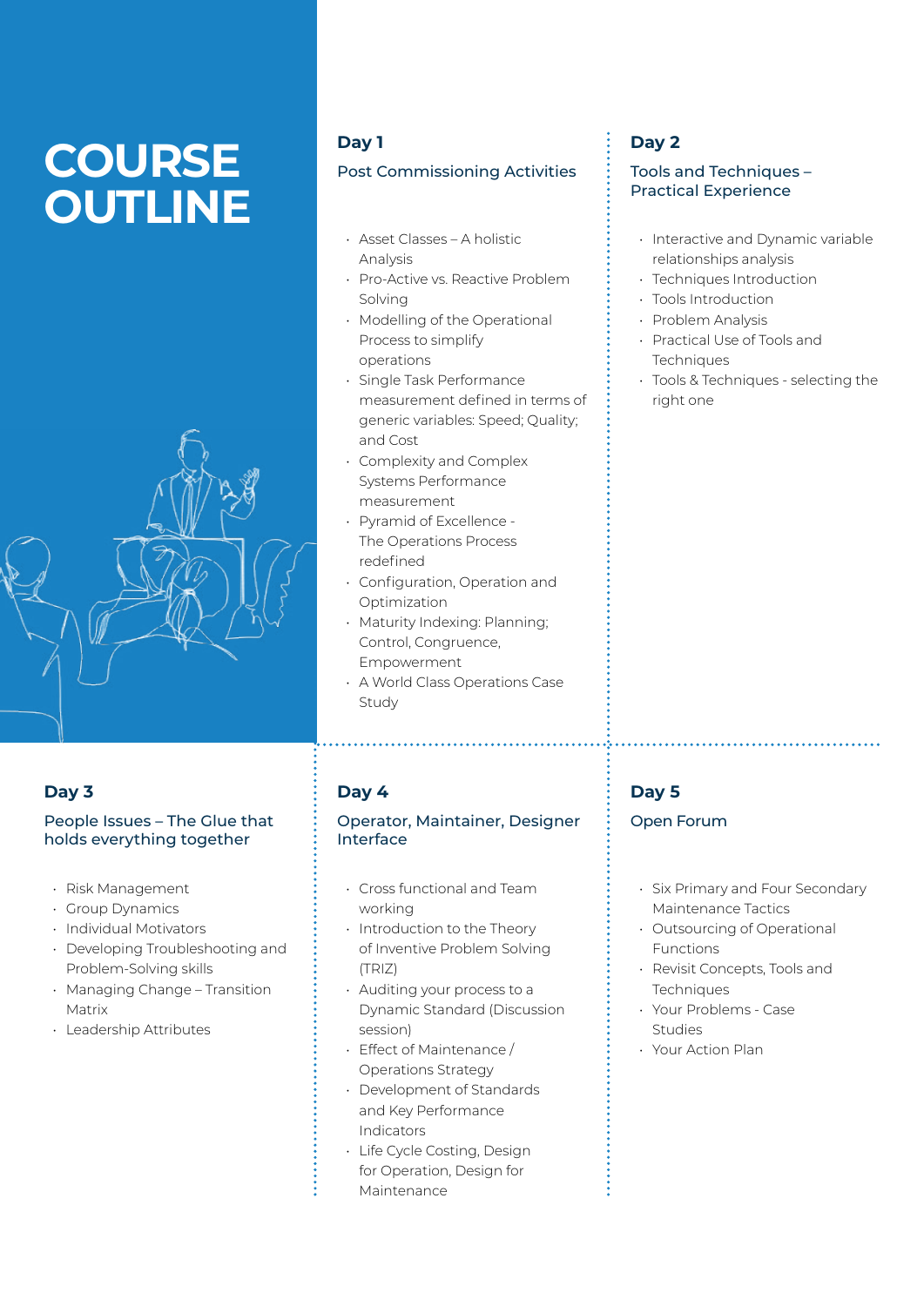# COURSE OUTLINE

## Day 1

### Post Commissioning Activities

- Asset Classes – A holistic Analysis
- Pro-Active vs. Reactive Problem Solving
- Modelling of the Operational Process to simplify operations
- Single Task Performance measurement defined in terms of generic variables: Speed; Quality; and Cost
- Complexity and Complex Systems Performance measurement
- Pyramid of Excellence - The Operations Process redefined
- Configuration, Operation and Optimization
- Maturity Indexing: Planning; Control, Congruence, Empowerment
- A World Class Operations Case Study

## Day 2

### Tools and Techniques – Practical Experience

- Interactive and Dynamic variable relationships analysis
- Techniques Introduction
- Tools Introduction
- Problem Analysis
- Practical Use of Tools and Techniques
- Tools & Techniques - selecting the right one

## Day 3

### People Issues – The Glue that holds everything together

- Risk Management
- Group Dynamics
- Individual Motivators
- Developing Troubleshooting and Problem-Solving skills
- Managing Change – Transition Matrix
- Leadership Attributes

## Day 4

### Operator, Maintainer, Designer Interface

- Cross functional and Team working
- Introduction to the Theory of Inventive Problem Solving (TRIZ)
- Auditing your process to a Dynamic Standard (Discussion session)
- Effect of Maintenance / Operations Strategy
- Development of Standards and Key Performance Indicators
- Life Cycle Costing, Design for Operation, Design for Maintenance

## Day 5

### Open Forum

- Six Primary and Four Secondary Maintenance Tactics
- Outsourcing of Operational Functions
- Revisit Concepts, Tools and Techniques
- Your Problems - Case Studies
- Your Action Plan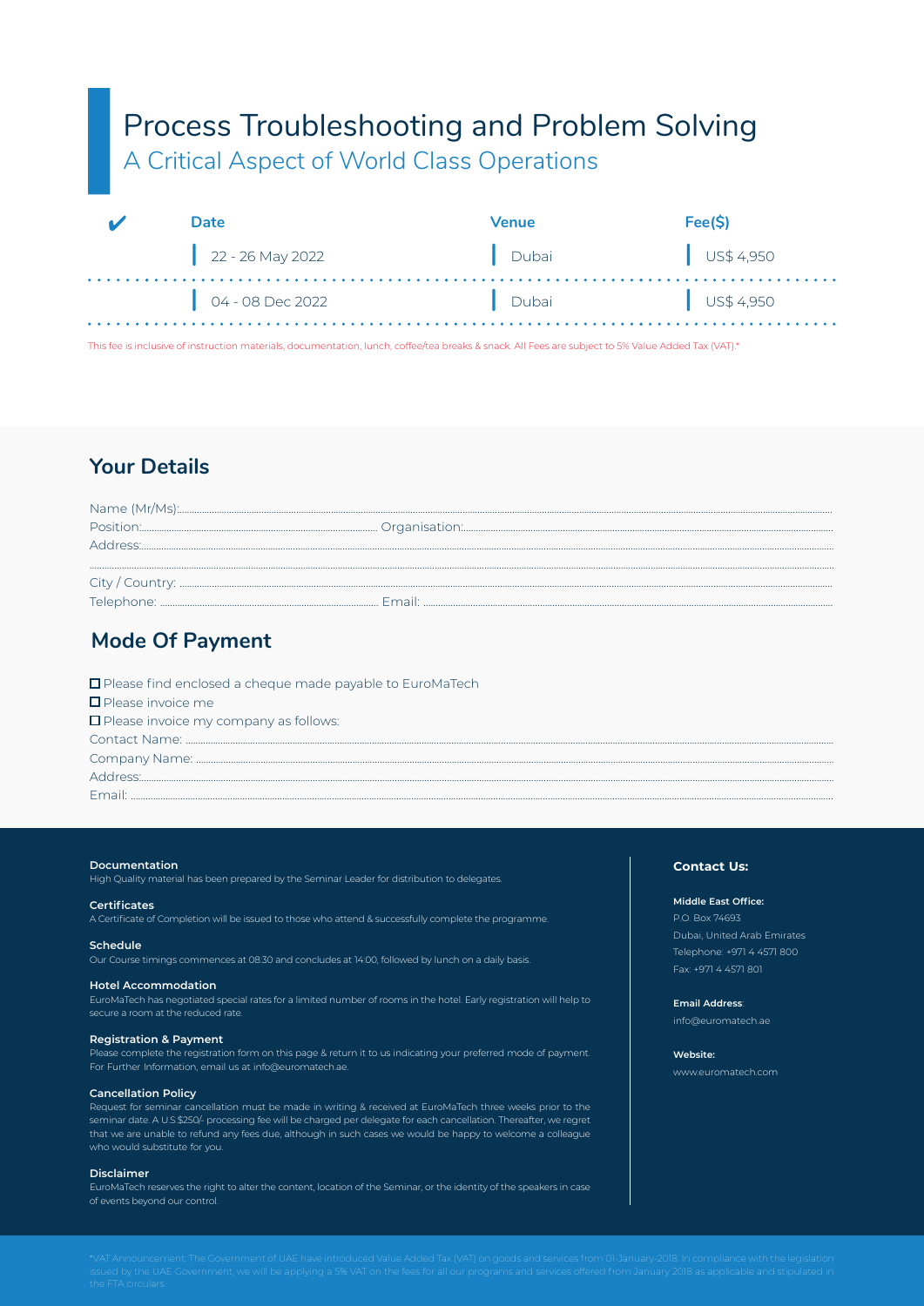# Process Troubleshooting and Problem Solving

## A Critical Aspect of World Class Operations

| ✔ | Date | Venue | Fee($) |
|---|---|---|---|
| | 22 - 26 May 2022 | Dubai | US$ 4,950 |
| | 04 - 08 Dec 2022 | Dubai | US$ 4,950 |

This fee is inclusive of instruction materials, documentation, lunch, coffee/tea breaks & snack. All Fees are subject to 5% Value Added Tax (VAT).*

## Your Details

Name (Mr/Ms):.............................................................................................................................

Position:........................................ Organisation:.......................................................................

Address:...................................................................................................................................

.............................................................................................................................................

City / Country: .........................................................................................................................

Telephone: ........................................ Email: ..........................................................................

## Mode Of Payment

☐ Please find enclosed a cheque made payable to EuroMaTech

☐ Please invoice me

☐ Please invoice my company as follows:

Contact Name: .........................................................................................................................

Company Name: .......................................................................................................................

Address:...................................................................................................................................

Email: ......................................................................................................................................

**Documentation**
High Quality material has been prepared by the Seminar Leader for distribution to delegates.

**Certificates**
A Certificate of Completion will be issued to those who attend & successfully complete the programme.

**Schedule**
Our Course timings commences at 08:30 and concludes at 14:00, followed by lunch on a daily basis.

**Hotel Accommodation**
EuroMaTech has negotiated special rates for a limited number of rooms in the hotel. Early registration will help to secure a room at the reduced rate.

**Registration & Payment**
Please complete the registration form on this page & return it to us indicating your preferred mode of payment. For Further Information, email us at info@euromatech.ae.

**Cancellation Policy**
Request for seminar cancellation must be made in writing & received at EuroMaTech three weeks prior to the seminar date. A U.S.$250/- processing fee will be charged per delegate for each cancellation. Thereafter, we regret that we are unable to refund any fees due, although in such cases we would be happy to welcome a colleague who would substitute for you.

**Disclaimer**
EuroMaTech reserves the right to alter the content, location of the Seminar, or the identity of the speakers in case of events beyond our control.

**Contact Us:**

**Middle East Office:**
P.O. Box 74693
Dubai, United Arab Emirates
Telephone: +971 4 4571 800
Fax: +971 4 4571 801

**Email Address**:
info@euromatech.ae

**Website:**
www.euromatech.com

*VAT Announcement: The Government of UAE have introduced Value Added Tax (VAT) on goods and services from 01-January-2018. In compliance with the legislation issued by the UAE Government, we will be applying a 5% VAT on the fees for all our programs and services offered from January 2018 as applicable and stipulated in the FTA circulars.